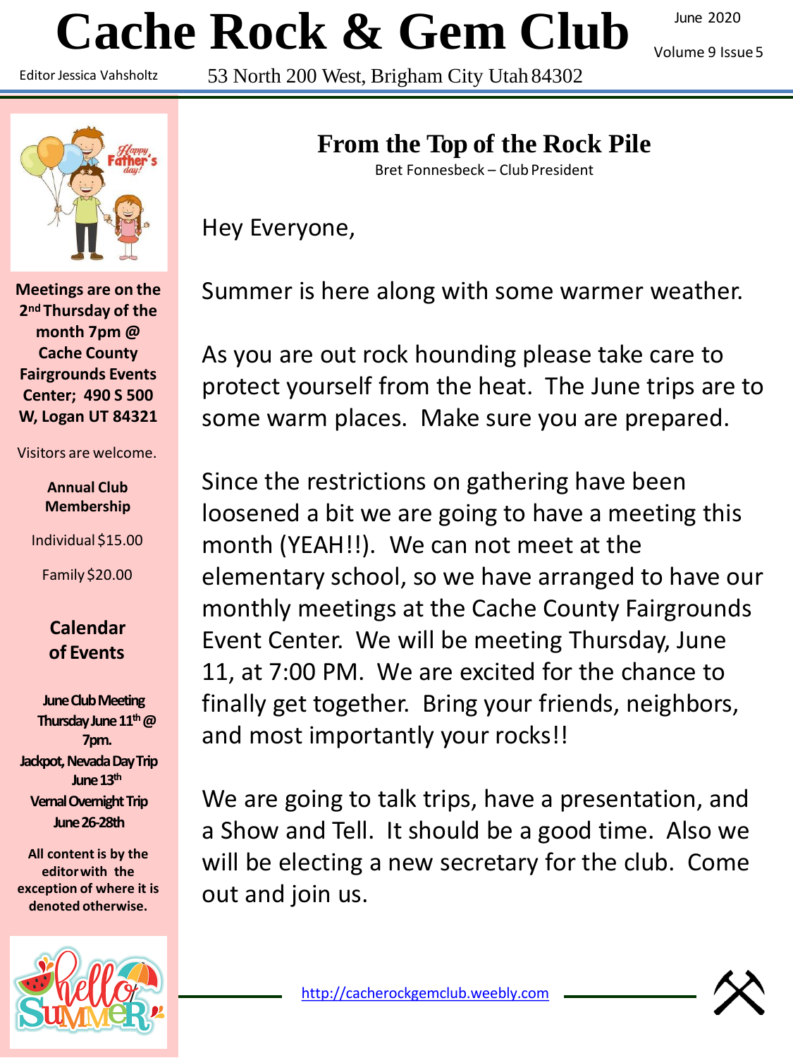# Cache Rock & Gem Club

June 2020

Volume 9 Issue 5

Editor Jessica Vahsholtz

53 North 200 West, Brigham City Utah 84302

**Meetings are on the 2nd Thursday of the month 7pm @ Cache County Fairgrounds Events Center; 490 S 500 W, Logan UT 84321**

Visitors are welcome.

**Annual Club Membership**

Individual $15.00

Family $20.00

**Calendar of Events**

**June Club Meeting Thursday June 11th @ 7pm.**

**Jackpot, Nevada Day Trip June 13th**

**Vernal Overnight Trip June 26-28th**

**All content is by the editor with the exception of where it is denoted otherwise.**

## From the Top of the Rock Pile

Bret Fonnesbeck – Club President

Hey Everyone,

Summer is here along with some warmer weather.

As you are out rock hounding please take care to protect yourself from the heat. The June trips are to some warm places. Make sure you are prepared.

Since the restrictions on gathering have been loosened a bit we are going to have a meeting this month (YEAH!!). We can not meet at the elementary school, so we have arranged to have our monthly meetings at the Cache County Fairgrounds Event Center. We will be meeting Thursday, June 11, at 7:00 PM. We are excited for the chance to finally get together. Bring your friends, neighbors, and most importantly your rocks!!

We are going to talk trips, have a presentation, and a Show and Tell. It should be a good time. Also we will be electing a new secretary for the club. Come out and join us.

http://cacherockgemclub.weebly.com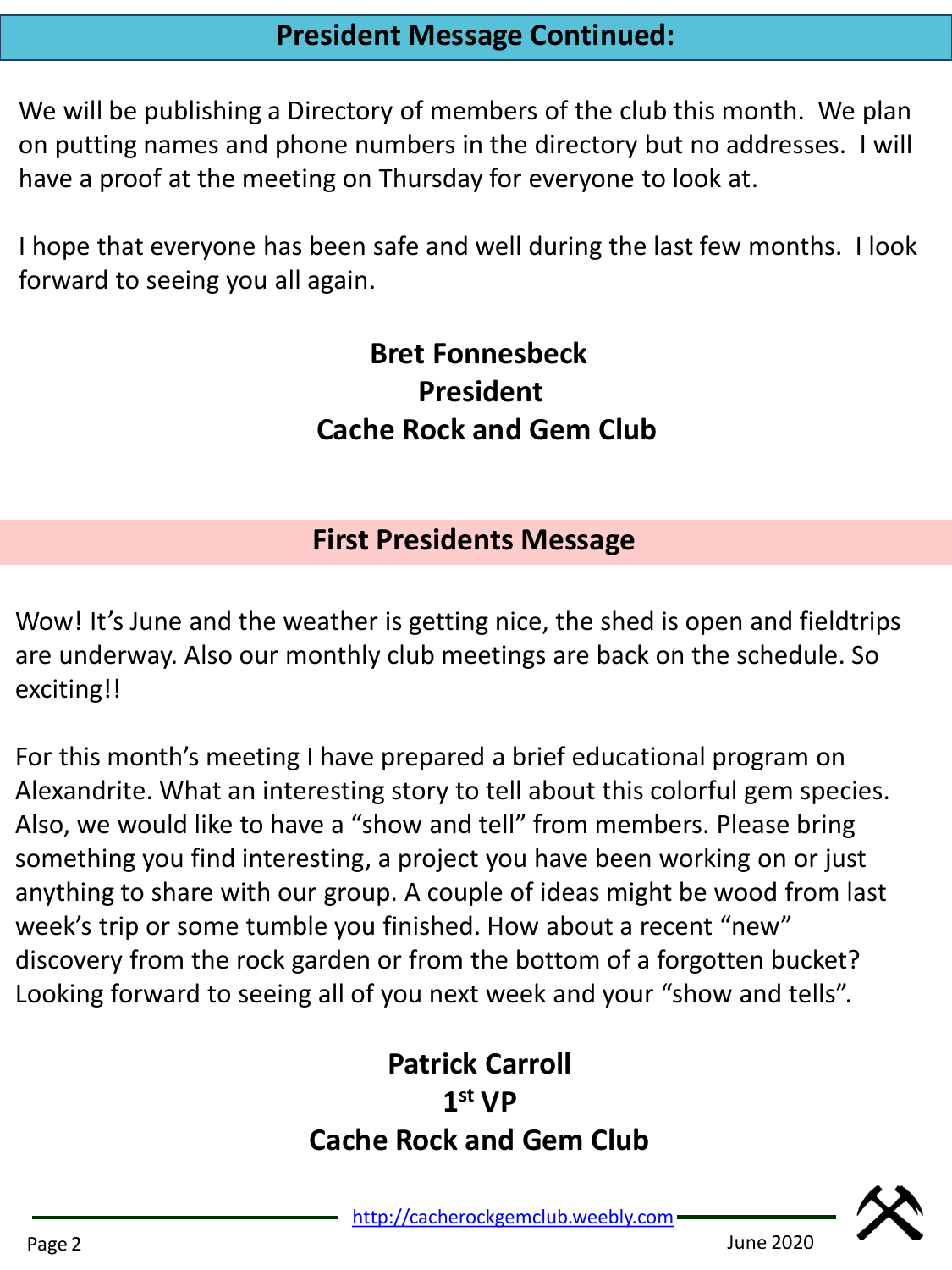## President Message Continued:

We will be publishing a Directory of members of the club this month. We plan on putting names and phone numbers in the directory but no addresses. I will have a proof at the meeting on Thursday for everyone to look at.

I hope that everyone has been safe and well during the last few months. I look forward to seeing you all again.

**Bret Fonnesbeck**
**President**
**Cache Rock and Gem Club**

## First Presidents Message

Wow! It's June and the weather is getting nice, the shed is open and fieldtrips are underway. Also our monthly club meetings are back on the schedule. So exciting!!

For this month's meeting I have prepared a brief educational program on Alexandrite. What an interesting story to tell about this colorful gem species. Also, we would like to have a "show and tell" from members. Please bring something you find interesting, a project you have been working on or just anything to share with our group. A couple of ideas might be wood from last week's trip or some tumble you finished. How about a recent "new" discovery from the rock garden or from the bottom of a forgotten bucket? Looking forward to seeing all of you next week and your "show and tells".

**Patrick Carroll**
**1st VP**
**Cache Rock and Gem Club**

http://cacherockgemclub.weebly.com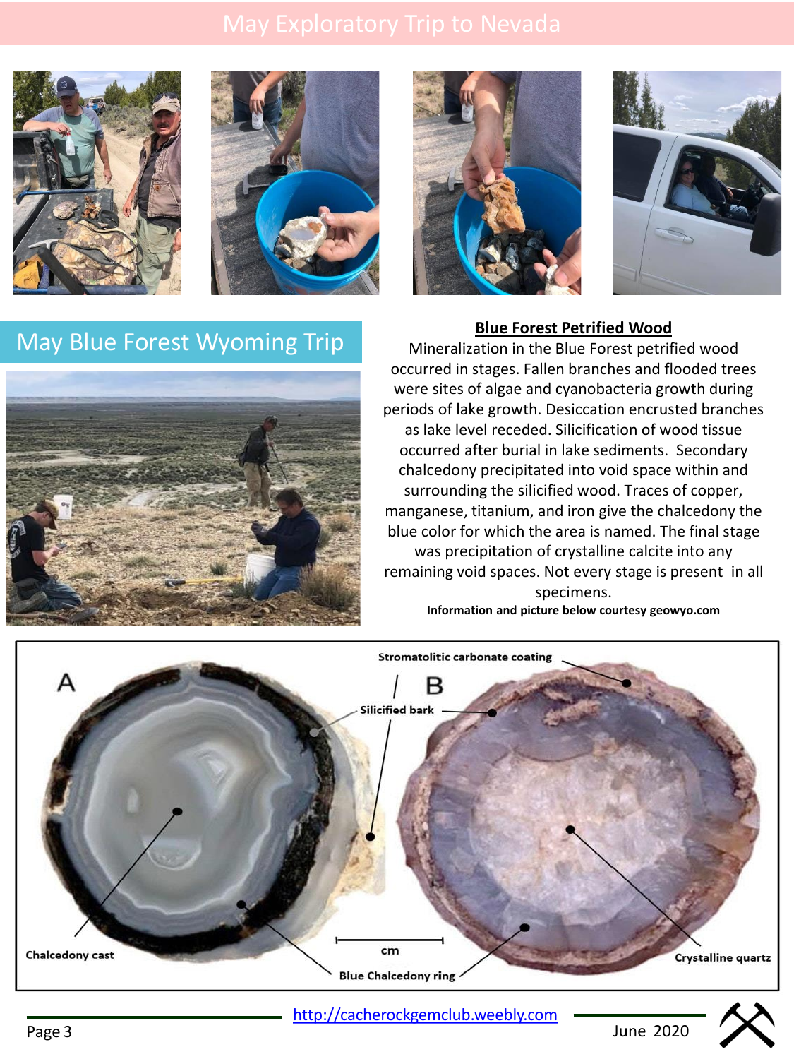# May Exploratory Trip to Nevada

# May Blue Forest Wyoming Trip

## Blue Forest Petrified Wood

Mineralization in the Blue Forest petrified wood occurred in stages. Fallen branches and flooded trees were sites of algae and cyanobacteria growth during periods of lake growth. Desiccation encrusted branches as lake level receded. Silicification of wood tissue occurred after burial in lake sediments. Secondary chalcedony precipitated into void space within and surrounding the silicified wood. Traces of copper, manganese, titanium, and iron give the chalcedony the blue color for which the area is named. The final stage was precipitation of crystalline calcite into any remaining void spaces. Not every stage is present in all specimens.

**Information and picture below courtesy geowyo.com**

A B

Stromatolitic carbonate coating

Silicified bark

Chalcedony cast

Blue Chalcedony ring

Crystalline quartz

cm

http://cacherockgemclub.weebly.com

June 2020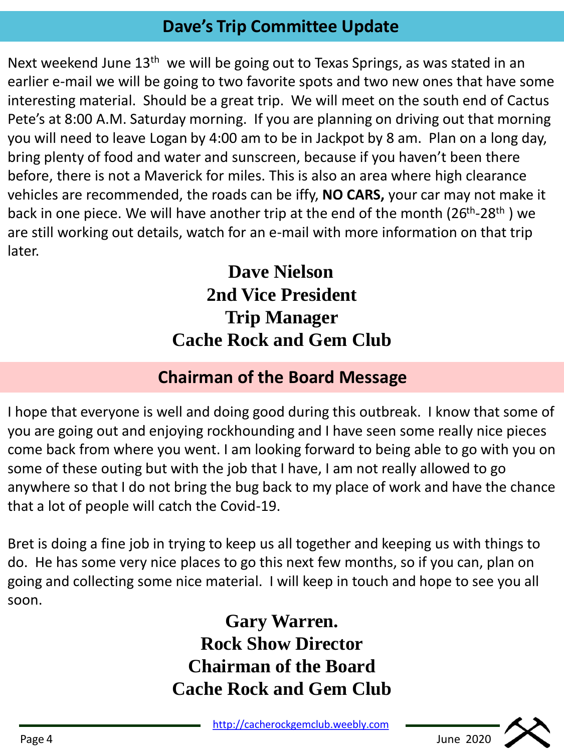## Dave's Trip Committee Update

Next weekend June 13th we will be going out to Texas Springs, as was stated in an earlier e-mail we will be going to two favorite spots and two new ones that have some interesting material. Should be a great trip. We will meet on the south end of Cactus Pete's at 8:00 A.M. Saturday morning. If you are planning on driving out that morning you will need to leave Logan by 4:00 am to be in Jackpot by 8 am. Plan on a long day, bring plenty of food and water and sunscreen, because if you haven't been there before, there is not a Maverick for miles. This is also an area where high clearance vehicles are recommended, the roads can be iffy, **NO CARS,** your car may not make it back in one piece. We will have another trip at the end of the month (26th-28th ) we are still working out details, watch for an e-mail with more information on that trip later.

**Dave Nielson**
**2nd Vice President**
**Trip Manager**
**Cache Rock and Gem Club**

## Chairman of the Board Message

I hope that everyone is well and doing good during this outbreak. I know that some of you are going out and enjoying rockhounding and I have seen some really nice pieces come back from where you went. I am looking forward to being able to go with you on some of these outing but with the job that I have, I am not really allowed to go anywhere so that I do not bring the bug back to my place of work and have the chance that a lot of people will catch the Covid-19.

Bret is doing a fine job in trying to keep us all together and keeping us with things to do. He has some very nice places to go this next few months, so if you can, plan on going and collecting some nice material. I will keep in touch and hope to see you all soon.

**Gary Warren.**
**Rock Show Director**
**Chairman of the Board**
**Cache Rock and Gem Club**

http://cacherockgemclub.weebly.com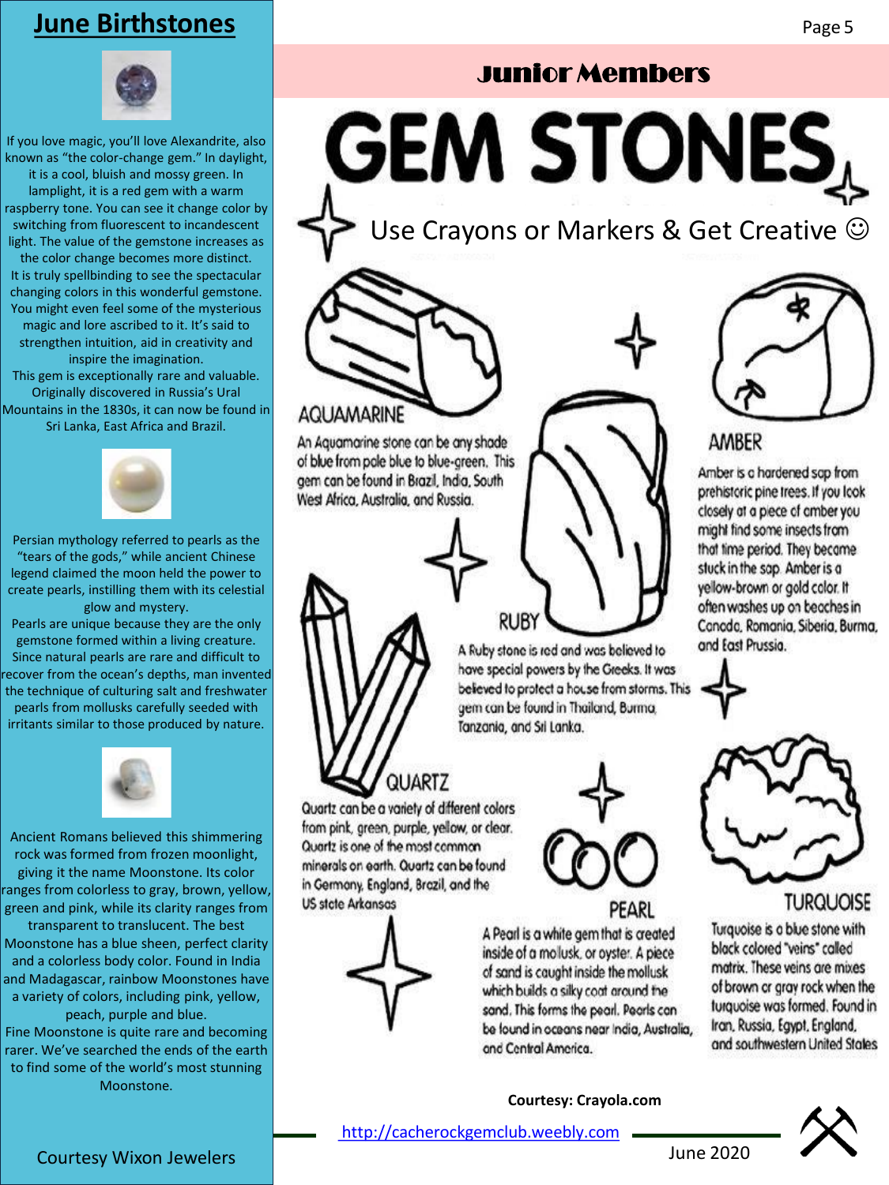## June Birthstones

If you love magic, you'll love Alexandrite, also known as "the color-change gem." In daylight, it is a cool, bluish and mossy green. In lamplight, it is a red gem with a warm raspberry tone. You can see it change color by switching from fluorescent to incandescent light. The value of the gemstone increases as the color change becomes more distinct. It is truly spellbinding to see the spectacular changing colors in this wonderful gemstone. You might even feel some of the mysterious magic and lore ascribed to it. It's said to strengthen intuition, aid in creativity and inspire the imagination. This gem is exceptionally rare and valuable. Originally discovered in Russia's Ural Mountains in the 1830s, it can now be found in Sri Lanka, East Africa and Brazil.

Persian mythology referred to pearls as the "tears of the gods," while ancient Chinese legend claimed the moon held the power to create pearls, instilling them with its celestial glow and mystery. Pearls are unique because they are the only gemstone formed within a living creature. Since natural pearls are rare and difficult to recover from the ocean's depths, man invented the technique of culturing salt and freshwater pearls from mollusks carefully seeded with irritants similar to those produced by nature.

Ancient Romans believed this shimmering rock was formed from frozen moonlight, giving it the name Moonstone. Its color ranges from colorless to gray, brown, yellow, green and pink, while its clarity ranges from transparent to translucent. The best Moonstone has a blue sheen, perfect clarity and a colorless body color. Found in India and Madagascar, rainbow Moonstones have a variety of colors, including pink, yellow, peach, purple and blue. Fine Moonstone is quite rare and becoming rarer. We've searched the ends of the earth to find some of the world's most stunning Moonstone.

Courtesy Wixon Jewelers

## Junior Members

# GEM STONES

Use Crayons or Markers & Get Creative ☺

### AQUAMARINE

An Aquamarine stone can be any shade of blue from pale blue to blue-green. This gem can be found in Brazil, India, South West Africa, Australia, and Russia.

### AMBER

Amber is a hardened sap from prehistoric pine trees. If you look closely at a piece of amber you might find some insects from that time period. They became stuck in the sap. Amber is a yellow-brown or gold color. It often washes up on beaches in Canada, Romania, Siberia, Burma, and East Prussia.

### RUBY

A Ruby stone is red and was believed to have special powers by the Greeks. It was believed to protect a house from storms. This gem can be found in Thailand, Burma, Tanzania, and Sri Lanka.

### QUARTZ

Quartz can be a variety of different colors from pink, green, purple, yellow, or clear. Quartz is one of the most common minerals on earth. Quartz can be found in Germany, England, Brazil, and the US state Arkansas.

### PEARL

A Pearl is a white gem that is created inside of a mollusk, or oyster. A piece of sand is caught inside the mollusk which builds a silky coat around the sand. This forms the pearl. Pearls can be found in oceans near India, Australia, and Central America.

### TURQUOISE

Turquoise is a blue stone with black colored "veins" called matrix. These veins are mixes of brown or gray rock when the turquoise was formed. Found in Iran, Russia, Egypt, England, and southwestern United States.

**Courtesy: Crayola.com**

http://cacherockgemclub.weebly.com

June 2020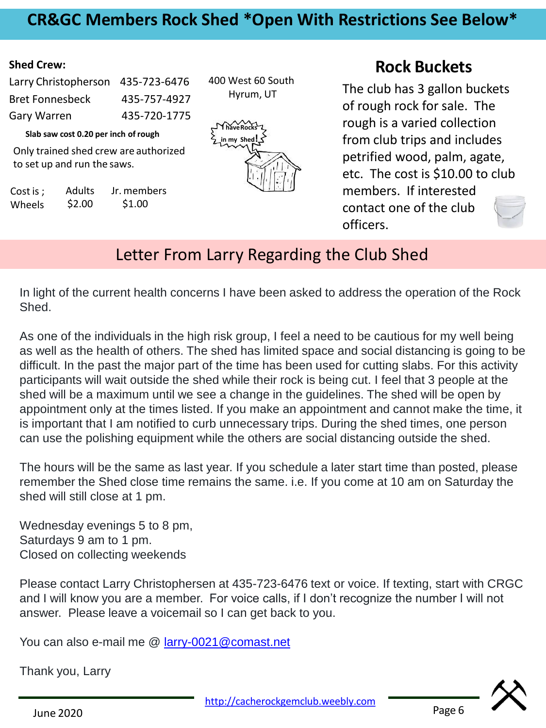# CR&GC Members Rock Shed *Open With Restrictions See Below*

**Shed Crew:**

| | |
|---|---|
| Larry Christopherson | 435-723-6476 |
| Bret Fonnesbeck | 435-757-4927 |
| Gary Warren | 435-720-1775 |

**Slab saw cost 0.20 per inch of rough**

Only trained shed crew are authorized to set up and run the saws.

| Cost is ; | Adults | Jr. members |
|---|---|---|
| Wheels | $2.00 | $1.00 |

400 West 60 South
Hyrum, UT

## Rock Buckets

The club has 3 gallon buckets of rough rock for sale. The rough is a varied collection from club trips and includes petrified wood, palm, agate, etc. The cost is $10.00 to club members. If interested contact one of the club officers.

## Letter From Larry Regarding the Club Shed

In light of the current health concerns I have been asked to address the operation of the Rock Shed.

As one of the individuals in the high risk group, I feel a need to be cautious for my well being as well as the health of others. The shed has limited space and social distancing is going to be difficult. In the past the major part of the time has been used for cutting slabs. For this activity participants will wait outside the shed while their rock is being cut. I feel that 3 people at the shed will be a maximum until we see a change in the guidelines. The shed will be open by appointment only at the times listed. If you make an appointment and cannot make the time, it is important that I am notified to curb unnecessary trips. During the shed times, one person can use the polishing equipment while the others are social distancing outside the shed.

The hours will be the same as last year. If you schedule a later start time than posted, please remember the Shed close time remains the same. i.e. If you come at 10 am on Saturday the shed will still close at 1 pm.

Wednesday evenings 5 to 8 pm,
Saturdays 9 am to 1 pm.
Closed on collecting weekends

Please contact Larry Christophersen at 435-723-6476 text or voice. If texting, start with CRGC and I will know you are a member. For voice calls, if I don't recognize the number I will not answer. Please leave a voicemail so I can get back to you.

You can also e-mail me @ larry-0021@comast.net

Thank you, Larry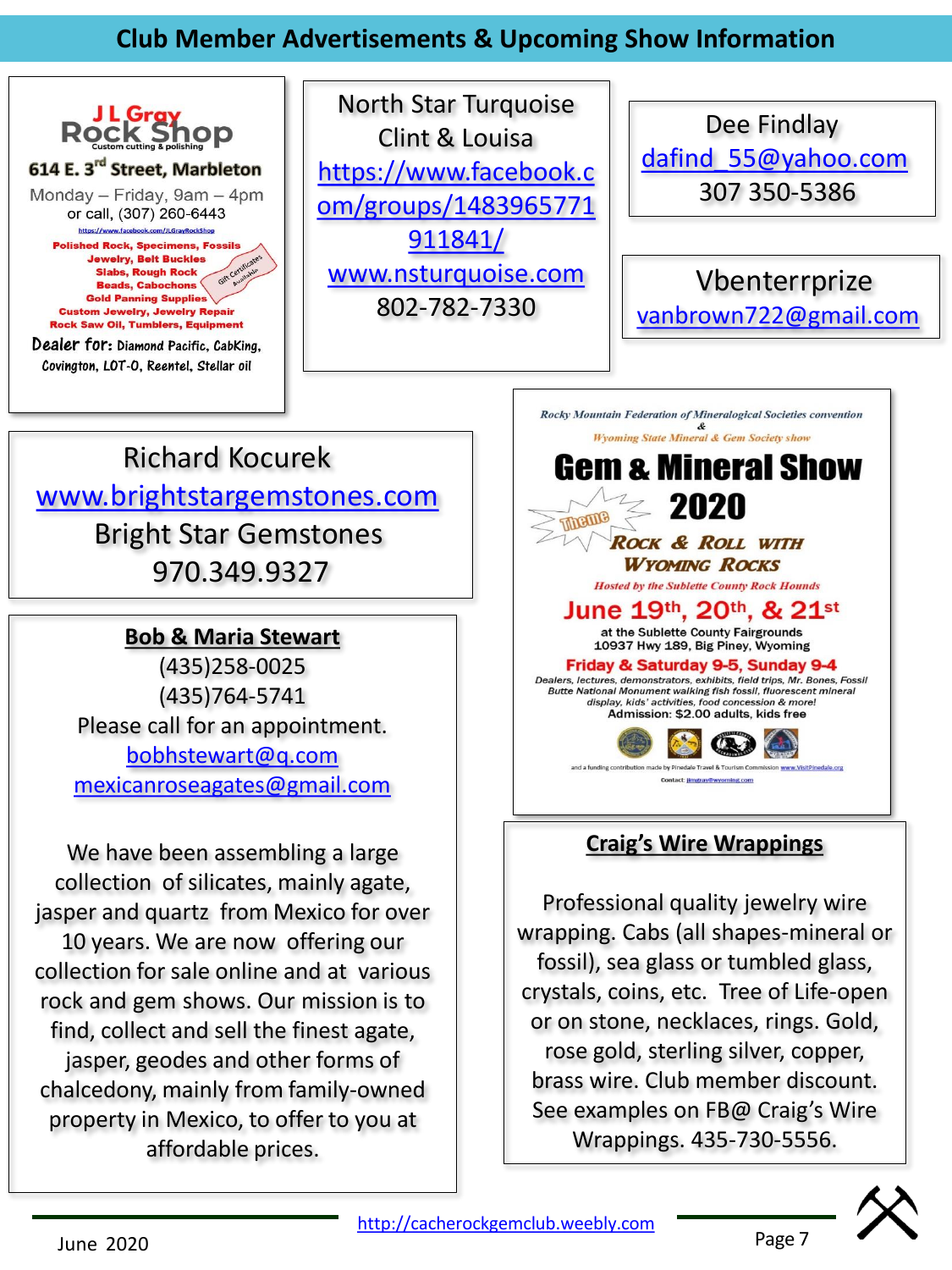## Club Member Advertisements & Upcoming Show Information

**J L Gray Rock Shop**
Custom cutting & polishing

**614 E. 3rd Street, Marbleton**
Monday – Friday, 9am – 4pm
or call, (307) 260-6443
https://www.facebook.com/JLGrayRockShop

Polished Rock, Specimens, Fossils
Jewelry, Belt Buckles
Slabs, Rough Rock
Beads, Cabochons
Gold Panning Supplies
Custom Jewelry, Jewelry Repair
Rock Saw Oil, Tumblers, Equipment

Gift Certificates Available

Dealer for: Diamond Pacific, CabKing, Covington, LOT-O, Reentel, Stellar oil

---

North Star Turquoise
Clint & Louisa
https://www.facebook.com/groups/1483965771911841/
www.nsturquoise.com
802-782-7330

---

Dee Findlay
dafind_55@yahoo.com
307 350-5386

---

Vbenterrprize
vanbrown722@gmail.com

---

Richard Kocurek
www.brightstargemstones.com
Bright Star Gemstones
970.349.9327

---

*Rocky Mountain Federation of Mineralogical Societies convention*
*&*
*Wyoming State Mineral & Gem Society show*

**Gem & Mineral Show 2020**

Theme: **Rock & Roll with Wyoming Rocks**

*Hosted by the Sublette County Rock Hounds*

**June 19th, 20th, & 21st**
at the Sublette County Fairgrounds
10937 Hwy 189, Big Piney, Wyoming

**Friday & Saturday 9-5, Sunday 9-4**

*Dealers, lectures, demonstrators, exhibits, field trips, Mr. Bones, Fossil Butte National Monument walking fish fossil, fluorescent mineral display, kids' activities, food concession & more!*
Admission: $2.00 adults, kids free

and a funding contribution made by Pinedale Travel & Tourism Commission www.VisitPinedale.org
Contact: jimgray@wyoming.com

---

**Bob & Maria Stewart**
(435)258-0025
(435)764-5741
Please call for an appointment.
bobhstewart@q.com
mexicanroseagates@gmail.com

We have been assembling a large collection of silicates, mainly agate, jasper and quartz from Mexico for over 10 years. We are now offering our collection for sale online and at various rock and gem shows. Our mission is to find, collect and sell the finest agate, jasper, geodes and other forms of chalcedony, mainly from family-owned property in Mexico, to offer to you at affordable prices.

---

**Craig's Wire Wrappings**

Professional quality jewelry wire wrapping. Cabs (all shapes-mineral or fossil), sea glass or tumbled glass, crystals, coins, etc. Tree of Life-open or on stone, necklaces, rings. Gold, rose gold, sterling silver, copper, brass wire. Club member discount. See examples on FB@ Craig's Wire Wrappings. 435-730-5556.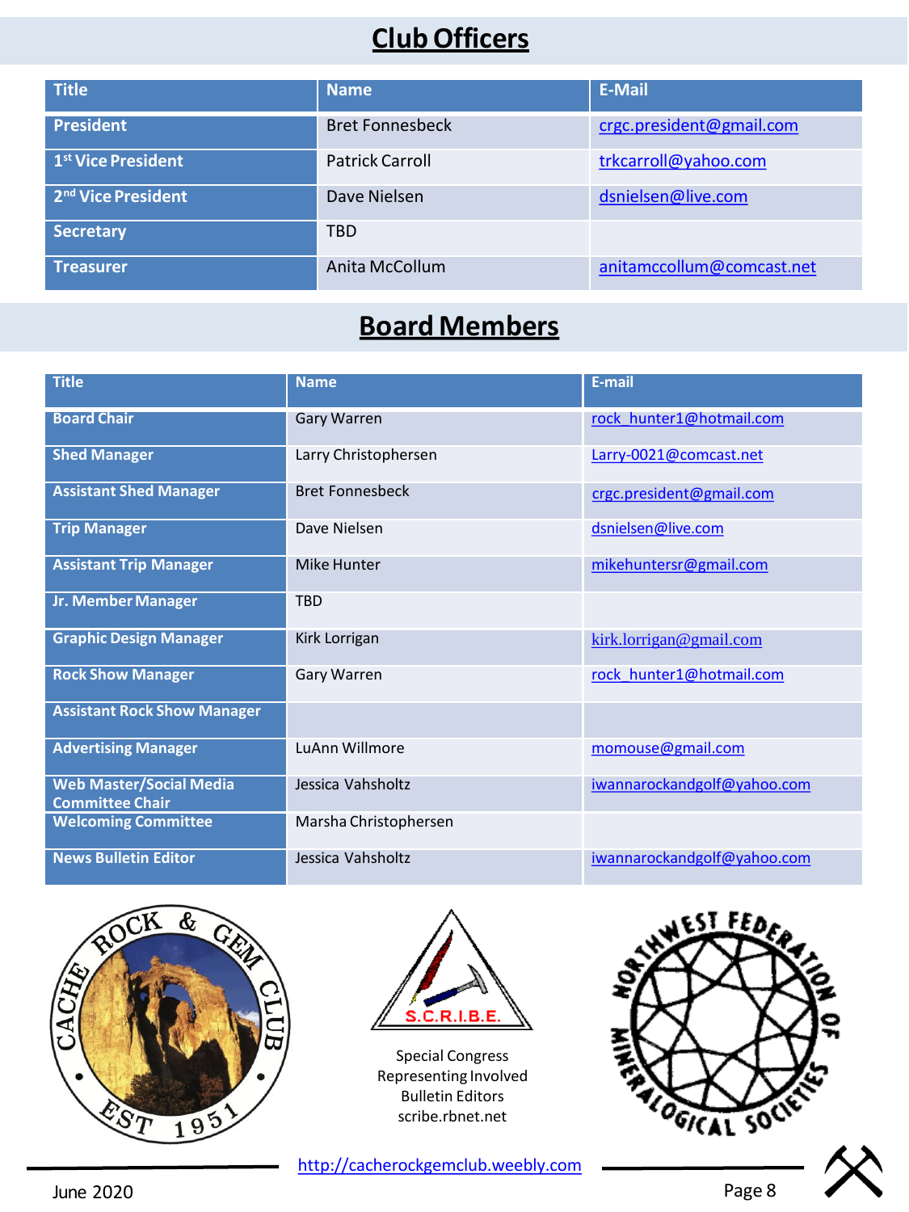# Club Officers

| Title | Name | E-Mail |
|---|---|---|
| President | Bret Fonnesbeck | crgc.president@gmail.com |
| 1st Vice President | Patrick Carroll | trkcarroll@yahoo.com |
| 2nd Vice President | Dave Nielsen | dsnielsen@live.com |
| Secretary | TBD | |
| Treasurer | Anita McCollum | anitamccollum@comcast.net |

# Board Members

| Title | Name | E-mail |
|---|---|---|
| Board Chair | Gary Warren | rock_hunter1@hotmail.com |
| Shed Manager | Larry Christophersen | Larry-0021@comcast.net |
| Assistant Shed Manager | Bret Fonnesbeck | crgc.president@gmail.com |
| Trip Manager | Dave Nielsen | dsnielsen@live.com |
| Assistant Trip Manager | Mike Hunter | mikehuntersr@gmail.com |
| Jr. Member Manager | TBD | |
| Graphic Design Manager | Kirk Lorrigan | kirk.lorrigan@gmail.com |
| Rock Show Manager | Gary Warren | rock_hunter1@hotmail.com |
| Assistant Rock Show Manager | | |
| Advertising Manager | LuAnn Willmore | momouse@gmail.com |
| Web Master/Social Media Committee Chair | Jessica Vahsholtz | iwannarockandgolf@yahoo.com |
| Welcoming Committee | Marsha Christophersen | |
| News Bulletin Editor | Jessica Vahsholtz | iwannarockandgolf@yahoo.com |

CACHE ROCK & GEM CLUB EST 1951

S.C.R.I.B.E.

Special Congress Representing Involved Bulletin Editors scribe.rbnet.net

NORTHWEST FEDERATION OF MINERALOGICAL SOCIETIES

http://cacherockgemclub.weebly.com

June 2020